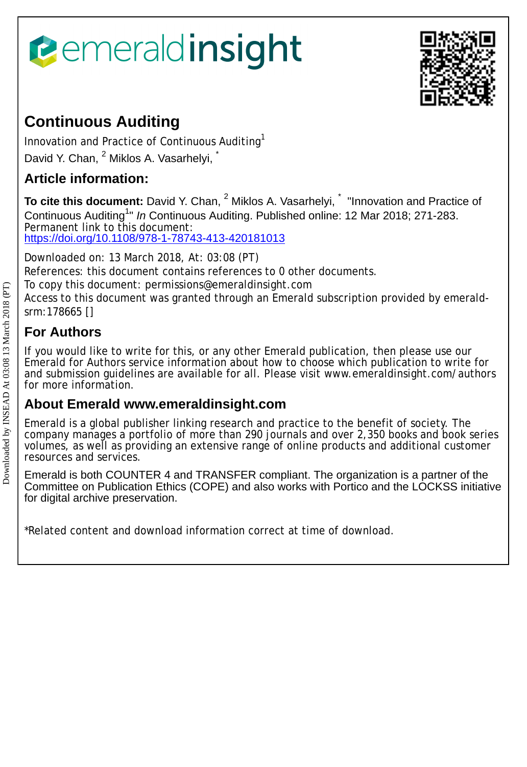emeraldinsight

# Continuous Auditing

Innovation and Practice of Continuous Auditing[1]
David Y. Chan, [2] Miklos A. Vasarhelyi, [*]

## Article information:

**To cite this document:** David Y. Chan, [2] Miklos A. Vasarhelyi, [*] "Innovation and Practice of Continuous Auditing[1]" *In* Continuous Auditing. Published online: 12 Mar 2018; 271-283.
Permanent link to this document:
https://doi.org/10.1108/978-1-78743-413-420181013

Downloaded on: 13 March 2018, At: 03:08 (PT)
References: this document contains references to 0 other documents.
To copy this document: permissions@emeraldinsight.com
Access to this document was granted through an Emerald subscription provided by emerald-srm:178665 []

## For Authors

If you would like to write for this, or any other Emerald publication, then please use our Emerald for Authors service information about how to choose which publication to write for and submission guidelines are available for all. Please visit www.emeraldinsight.com/authors for more information.

## About Emerald www.emeraldinsight.com

Emerald is a global publisher linking research and practice to the benefit of society. The company manages a portfolio of more than 290 journals and over 2,350 books and book series volumes, as well as providing an extensive range of online products and additional customer resources and services.

Emerald is both COUNTER 4 and TRANSFER compliant. The organization is a partner of the Committee on Publication Ethics (COPE) and also works with Portico and the LOCKSS initiative for digital archive preservation.

*Related content and download information correct at time of download.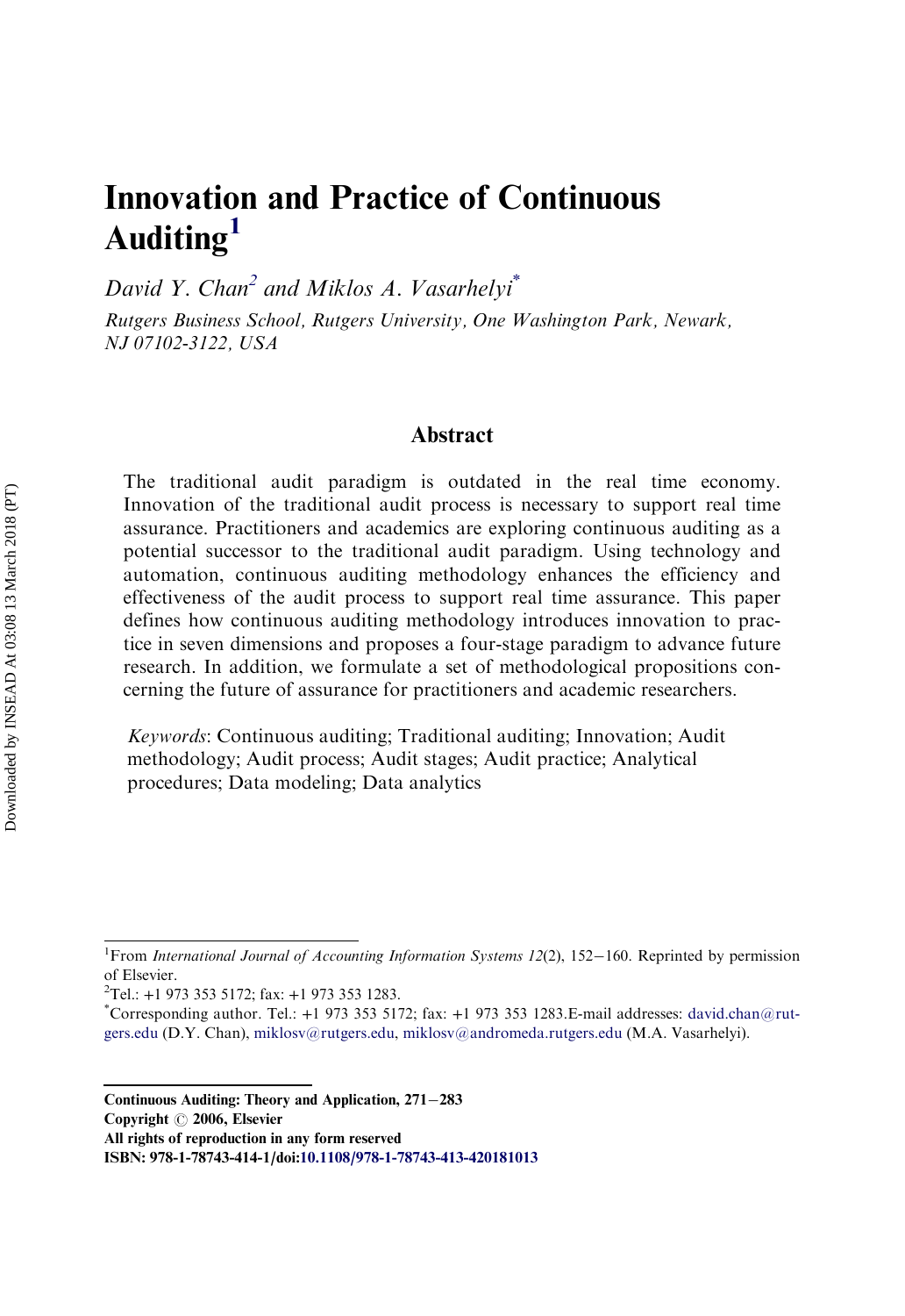# Innovation and Practice of Continuous Auditing[1]

*David Y. Chan[2] and Miklos A. Vasarhelyi[\*]*

*Rutgers Business School, Rutgers University, One Washington Park, Newark, NJ 07102-3122, USA*

## Abstract

The traditional audit paradigm is outdated in the real time economy. Innovation of the traditional audit process is necessary to support real time assurance. Practitioners and academics are exploring continuous auditing as a potential successor to the traditional audit paradigm. Using technology and automation, continuous auditing methodology enhances the efficiency and effectiveness of the audit process to support real time assurance. This paper defines how continuous auditing methodology introduces innovation to practice in seven dimensions and proposes a four-stage paradigm to advance future research. In addition, we formulate a set of methodological propositions concerning the future of assurance for practitioners and academic researchers.

*Keywords*: Continuous auditing; Traditional auditing; Innovation; Audit methodology; Audit process; Audit stages; Audit practice; Analytical procedures; Data modeling; Data analytics

---

[1] From *International Journal of Accounting Information Systems 12*(2), 152–160. Reprinted by permission of Elsevier.

[2] Tel.: +1 973 353 5172; fax: +1 973 353 1283.

[\*] Corresponding author. Tel.: +1 973 353 5172; fax: +1 973 353 1283.E-mail addresses: david.chan@rutgers.edu (D.Y. Chan), miklosv@rutgers.edu, miklosv@andromeda.rutgers.edu (M.A. Vasarhelyi).

**Continuous Auditing: Theory and Application, 271–283**
**Copyright © 2006, Elsevier**
**All rights of reproduction in any form reserved**
**ISBN: 978-1-78743-414-1/doi:10.1108/978-1-78743-413-420181013**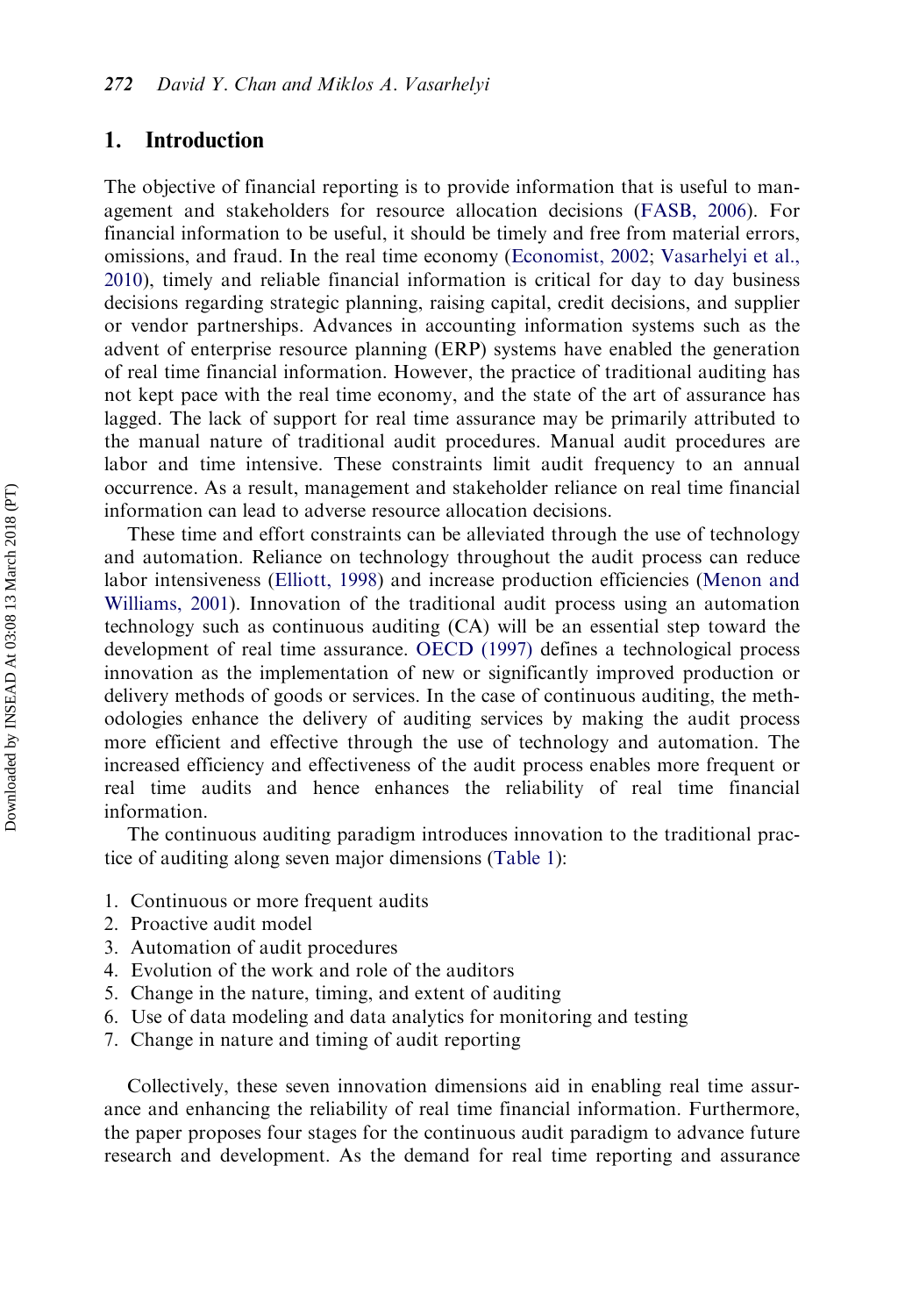## 1. Introduction

The objective of financial reporting is to provide information that is useful to management and stakeholders for resource allocation decisions (FASB, 2006). For financial information to be useful, it should be timely and free from material errors, omissions, and fraud. In the real time economy (Economist, 2002; Vasarhelyi et al., 2010), timely and reliable financial information is critical for day to day business decisions regarding strategic planning, raising capital, credit decisions, and supplier or vendor partnerships. Advances in accounting information systems such as the advent of enterprise resource planning (ERP) systems have enabled the generation of real time financial information. However, the practice of traditional auditing has not kept pace with the real time economy, and the state of the art of assurance has lagged. The lack of support for real time assurance may be primarily attributed to the manual nature of traditional audit procedures. Manual audit procedures are labor and time intensive. These constraints limit audit frequency to an annual occurrence. As a result, management and stakeholder reliance on real time financial information can lead to adverse resource allocation decisions.

These time and effort constraints can be alleviated through the use of technology and automation. Reliance on technology throughout the audit process can reduce labor intensiveness (Elliott, 1998) and increase production efficiencies (Menon and Williams, 2001). Innovation of the traditional audit process using an automation technology such as continuous auditing (CA) will be an essential step toward the development of real time assurance. OECD (1997) defines a technological process innovation as the implementation of new or significantly improved production or delivery methods of goods or services. In the case of continuous auditing, the methodologies enhance the delivery of auditing services by making the audit process more efficient and effective through the use of technology and automation. The increased efficiency and effectiveness of the audit process enables more frequent or real time audits and hence enhances the reliability of real time financial information.

The continuous auditing paradigm introduces innovation to the traditional practice of auditing along seven major dimensions (Table 1):

1. Continuous or more frequent audits
2. Proactive audit model
3. Automation of audit procedures
4. Evolution of the work and role of the auditors
5. Change in the nature, timing, and extent of auditing
6. Use of data modeling and data analytics for monitoring and testing
7. Change in nature and timing of audit reporting

Collectively, these seven innovation dimensions aid in enabling real time assurance and enhancing the reliability of real time financial information. Furthermore, the paper proposes four stages for the continuous audit paradigm to advance future research and development. As the demand for real time reporting and assurance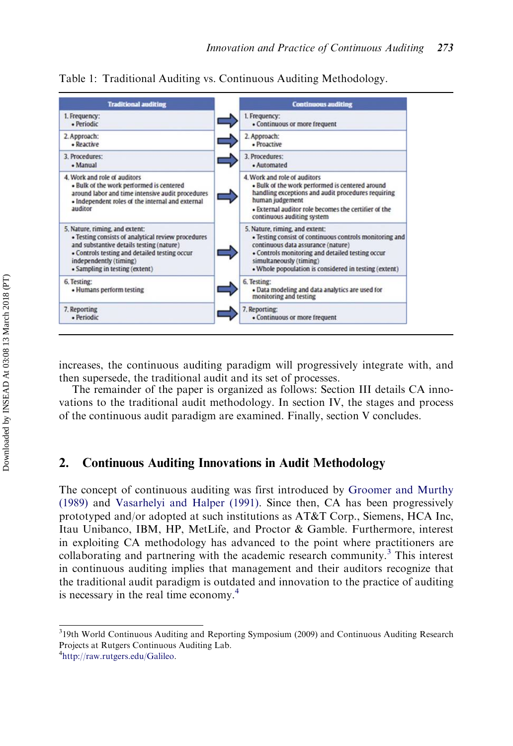Table 1: Traditional Auditing vs. Continuous Auditing Methodology.

| Traditional auditing | | Continuous auditing |
|---|---|---|
| 1. Frequency: • Periodic | ⇨ | 1. Frequency: • Continuous or more frequent |
| 2. Approach: • Reactive | ⇨ | 2. Approach: • Proactive |
| 3. Procedures: • Manual | ⇨ | 3. Procedures: • Automated |
| 4. Work and role of auditors • Bulk of the work performed is centered around labor and time intensive audit procedures • Independent roles of the internal and external auditor | ⇨ | 4. Work and role of auditors • Bulk of the work performed is centered around handling exceptions and audit procedures requiring human judgement • External auditor role becomes the certifier of the continuous auditing system |
| 5. Nature, riming, and extent: • Testing consists of analytical review procedures and substantive details testing (nature) • Controls testing and detailed testing occur independently (timing) • Sampling in testing (extent) | ⇨ | 5. Nature, riming, and extent: • Testing consist of continuous controls monitoring and continuous data assurance (nature) • Controls monitoring and detailed testing occur simultaneously (timing) • Whole popuolation is considered in testing (extent) |
| 6. Testing: • Humans perform testing | ⇨ | 6. Testing: • Data modeling and data analytics are used for monitoring and testing |
| 7. Reporting • Periodic | ⇨ | 7. Reporting: • Continuous or more frequent |

increases, the continuous auditing paradigm will progressively integrate with, and then supersede, the traditional audit and its set of processes.

The remainder of the paper is organized as follows: Section III details CA innovations to the traditional audit methodology. In section IV, the stages and process of the continuous audit paradigm are examined. Finally, section V concludes.

## 2. Continuous Auditing Innovations in Audit Methodology

The concept of continuous auditing was first introduced by Groomer and Murthy (1989) and Vasarhelyi and Halper (1991). Since then, CA has been progressively prototyped and/or adopted at such institutions as AT&T Corp., Siemens, HCA Inc, Itau Unibanco, IBM, HP, MetLife, and Proctor & Gamble. Furthermore, interest in exploiting CA methodology has advanced to the point where practitioners are collaborating and partnering with the academic research community.[3] This interest in continuous auditing implies that management and their auditors recognize that the traditional audit paradigm is outdated and innovation to the practice of auditing is necessary in the real time economy.[4]

---

[3]19th World Continuous Auditing and Reporting Symposium (2009) and Continuous Auditing Research Projects at Rutgers Continuous Auditing Lab.

[4]http://raw.rutgers.edu/Galileo.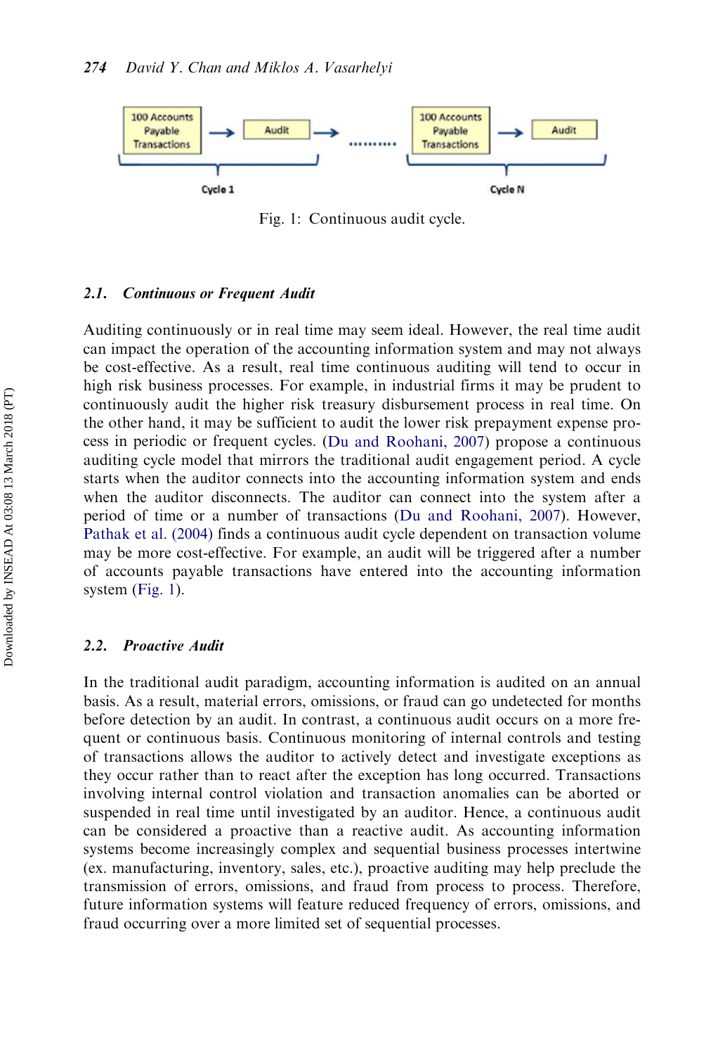Fig. 1: Continuous audit cycle.

### 2.1. *Continuous or Frequent Audit*

Auditing continuously or in real time may seem ideal. However, the real time audit can impact the operation of the accounting information system and may not always be cost-effective. As a result, real time continuous auditing will tend to occur in high risk business processes. For example, in industrial firms it may be prudent to continuously audit the higher risk treasury disbursement process in real time. On the other hand, it may be sufficient to audit the lower risk prepayment expense process in periodic or frequent cycles. (Du and Roohani, 2007) propose a continuous auditing cycle model that mirrors the traditional audit engagement period. A cycle starts when the auditor connects into the accounting information system and ends when the auditor disconnects. The auditor can connect into the system after a period of time or a number of transactions (Du and Roohani, 2007). However, Pathak et al. (2004) finds a continuous audit cycle dependent on transaction volume may be more cost-effective. For example, an audit will be triggered after a number of accounts payable transactions have entered into the accounting information system (Fig. 1).

### 2.2. *Proactive Audit*

In the traditional audit paradigm, accounting information is audited on an annual basis. As a result, material errors, omissions, or fraud can go undetected for months before detection by an audit. In contrast, a continuous audit occurs on a more frequent or continuous basis. Continuous monitoring of internal controls and testing of transactions allows the auditor to actively detect and investigate exceptions as they occur rather than to react after the exception has long occurred. Transactions involving internal control violation and transaction anomalies can be aborted or suspended in real time until investigated by an auditor. Hence, a continuous audit can be considered a proactive than a reactive audit. As accounting information systems become increasingly complex and sequential business processes intertwine (ex. manufacturing, inventory, sales, etc.), proactive auditing may help preclude the transmission of errors, omissions, and fraud from process to process. Therefore, future information systems will feature reduced frequency of errors, omissions, and fraud occurring over a more limited set of sequential processes.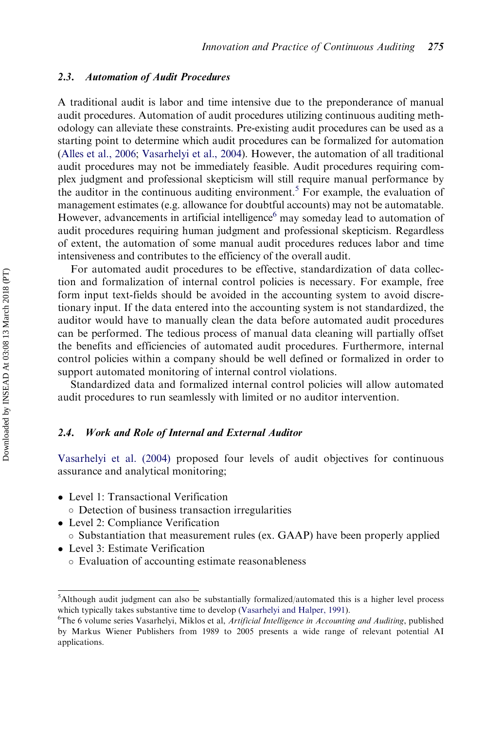### 2.3. *Automation of Audit Procedures*

A traditional audit is labor and time intensive due to the preponderance of manual audit procedures. Automation of audit procedures utilizing continuous auditing methodology can alleviate these constraints. Pre-existing audit procedures can be used as a starting point to determine which audit procedures can be formalized for automation (Alles et al., 2006; Vasarhelyi et al., 2004). However, the automation of all traditional audit procedures may not be immediately feasible. Audit procedures requiring complex judgment and professional skepticism will still require manual performance by the auditor in the continuous auditing environment.[5] For example, the evaluation of management estimates (e.g. allowance for doubtful accounts) may not be automatable. However, advancements in artificial intelligence[6] may someday lead to automation of audit procedures requiring human judgment and professional skepticism. Regardless of extent, the automation of some manual audit procedures reduces labor and time intensiveness and contributes to the efficiency of the overall audit.

For automated audit procedures to be effective, standardization of data collection and formalization of internal control policies is necessary. For example, free form input text-fields should be avoided in the accounting system to avoid discretionary input. If the data entered into the accounting system is not standardized, the auditor would have to manually clean the data before automated audit procedures can be performed. The tedious process of manual data cleaning will partially offset the benefits and efficiencies of automated audit procedures. Furthermore, internal control policies within a company should be well defined or formalized in order to support automated monitoring of internal control violations.

Standardized data and formalized internal control policies will allow automated audit procedures to run seamlessly with limited or no auditor intervention.

### 2.4. *Work and Role of Internal and External Auditor*

Vasarhelyi et al. (2004) proposed four levels of audit objectives for continuous assurance and analytical monitoring;

- Level 1: Transactional Verification
  - Detection of business transaction irregularities
- Level 2: Compliance Verification
  - Substantiation that measurement rules (ex. GAAP) have been properly applied
- Level 3: Estimate Verification
  - Evaluation of accounting estimate reasonableness

---

[5] Although audit judgment can also be substantially formalized/automated this is a higher level process which typically takes substantive time to develop (Vasarhelyi and Halper, 1991).

[6] The 6 volume series Vasarhelyi, Miklos et al, *Artificial Intelligence in Accounting and Auditing*, published by Markus Wiener Publishers from 1989 to 2005 presents a wide range of relevant potential AI applications.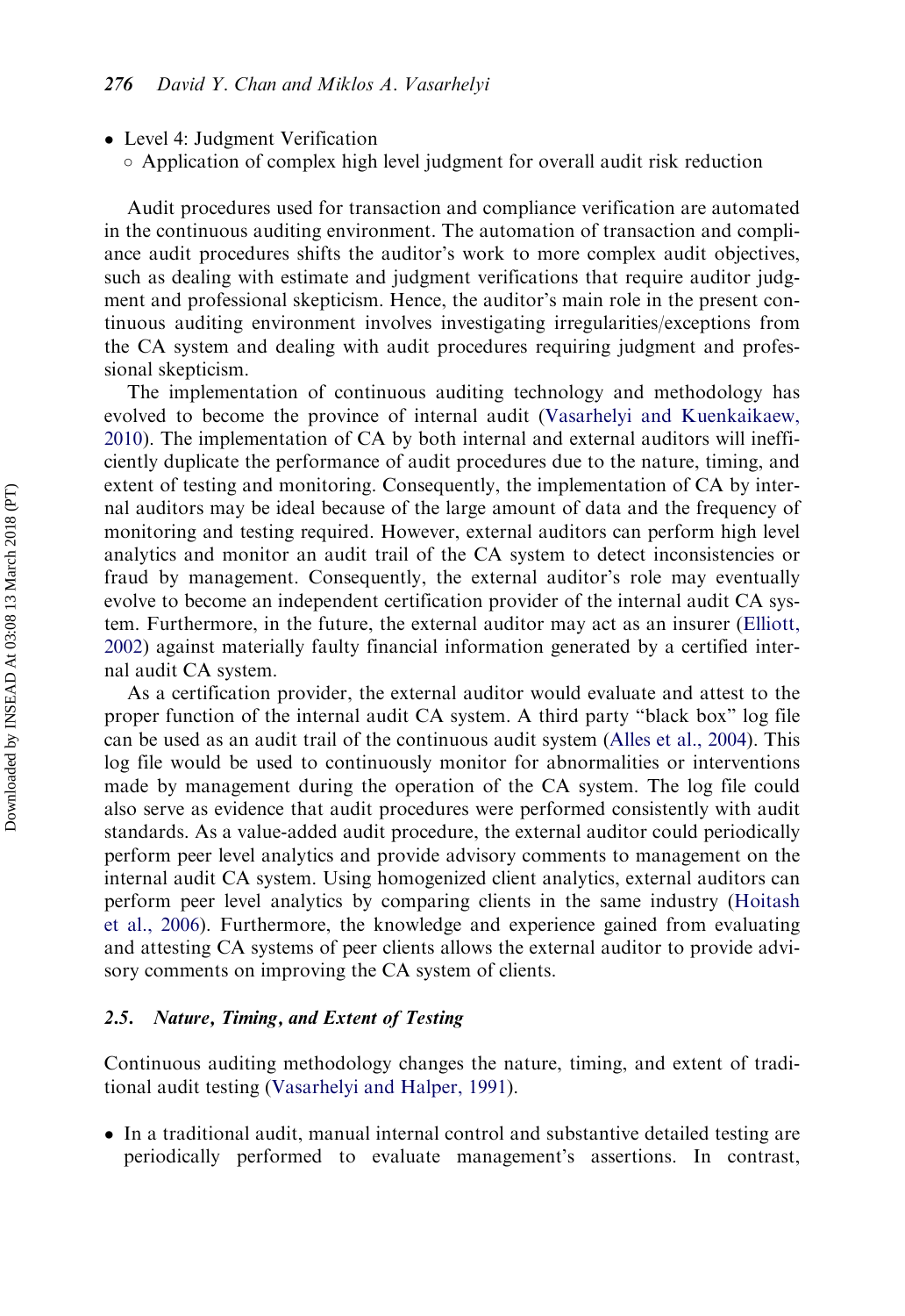- Level 4: Judgment Verification
  - Application of complex high level judgment for overall audit risk reduction

Audit procedures used for transaction and compliance verification are automated in the continuous auditing environment. The automation of transaction and compliance audit procedures shifts the auditor's work to more complex audit objectives, such as dealing with estimate and judgment verifications that require auditor judgment and professional skepticism. Hence, the auditor's main role in the present continuous auditing environment involves investigating irregularities/exceptions from the CA system and dealing with audit procedures requiring judgment and professional skepticism.

The implementation of continuous auditing technology and methodology has evolved to become the province of internal audit (Vasarhelyi and Kuenkaikaew, 2010). The implementation of CA by both internal and external auditors will inefficiently duplicate the performance of audit procedures due to the nature, timing, and extent of testing and monitoring. Consequently, the implementation of CA by internal auditors may be ideal because of the large amount of data and the frequency of monitoring and testing required. However, external auditors can perform high level analytics and monitor an audit trail of the CA system to detect inconsistencies or fraud by management. Consequently, the external auditor's role may eventually evolve to become an independent certification provider of the internal audit CA system. Furthermore, in the future, the external auditor may act as an insurer (Elliott, 2002) against materially faulty financial information generated by a certified internal audit CA system.

As a certification provider, the external auditor would evaluate and attest to the proper function of the internal audit CA system. A third party "black box" log file can be used as an audit trail of the continuous audit system (Alles et al., 2004). This log file would be used to continuously monitor for abnormalities or interventions made by management during the operation of the CA system. The log file could also serve as evidence that audit procedures were performed consistently with audit standards. As a value-added audit procedure, the external auditor could periodically perform peer level analytics and provide advisory comments to management on the internal audit CA system. Using homogenized client analytics, external auditors can perform peer level analytics by comparing clients in the same industry (Hoitash et al., 2006). Furthermore, the knowledge and experience gained from evaluating and attesting CA systems of peer clients allows the external auditor to provide advisory comments on improving the CA system of clients.

### 2.5. *Nature, Timing, and Extent of Testing*

Continuous auditing methodology changes the nature, timing, and extent of traditional audit testing (Vasarhelyi and Halper, 1991).

- In a traditional audit, manual internal control and substantive detailed testing are periodically performed to evaluate management's assertions. In contrast,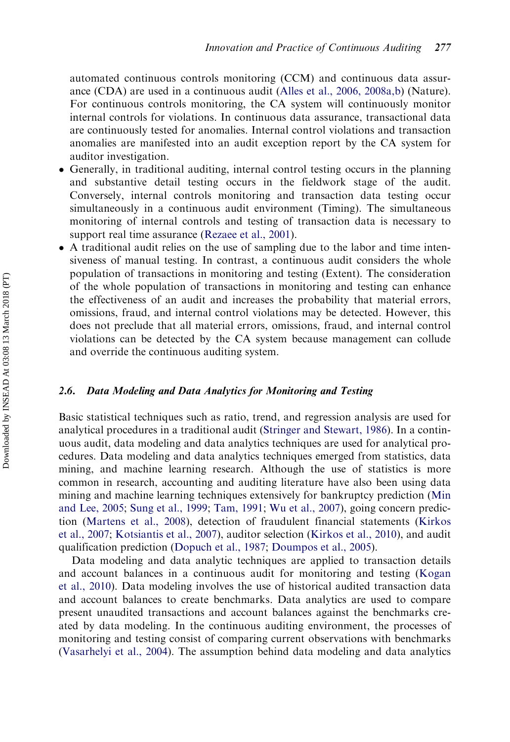automated continuous controls monitoring (CCM) and continuous data assurance (CDA) are used in a continuous audit (Alles et al., 2006, 2008a,b) (Nature). For continuous controls monitoring, the CA system will continuously monitor internal controls for violations. In continuous data assurance, transactional data are continuously tested for anomalies. Internal control violations and transaction anomalies are manifested into an audit exception report by the CA system for auditor investigation.

- Generally, in traditional auditing, internal control testing occurs in the planning and substantive detail testing occurs in the fieldwork stage of the audit. Conversely, internal controls monitoring and transaction data testing occur simultaneously in a continuous audit environment (Timing). The simultaneous monitoring of internal controls and testing of transaction data is necessary to support real time assurance (Rezaee et al., 2001).
- A traditional audit relies on the use of sampling due to the labor and time intensiveness of manual testing. In contrast, a continuous audit considers the whole population of transactions in monitoring and testing (Extent). The consideration of the whole population of transactions in monitoring and testing can enhance the effectiveness of an audit and increases the probability that material errors, omissions, fraud, and internal control violations may be detected. However, this does not preclude that all material errors, omissions, fraud, and internal control violations can be detected by the CA system because management can collude and override the continuous auditing system.

## 2.6. *Data Modeling and Data Analytics for Monitoring and Testing*

Basic statistical techniques such as ratio, trend, and regression analysis are used for analytical procedures in a traditional audit (Stringer and Stewart, 1986). In a continuous audit, data modeling and data analytics techniques are used for analytical procedures. Data modeling and data analytics techniques emerged from statistics, data mining, and machine learning research. Although the use of statistics is more common in research, accounting and auditing literature have also been using data mining and machine learning techniques extensively for bankruptcy prediction (Min and Lee, 2005; Sung et al., 1999; Tam, 1991; Wu et al., 2007), going concern prediction (Martens et al., 2008), detection of fraudulent financial statements (Kirkos et al., 2007; Kotsiantis et al., 2007), auditor selection (Kirkos et al., 2010), and audit qualification prediction (Dopuch et al., 1987; Doumpos et al., 2005).

Data modeling and data analytic techniques are applied to transaction details and account balances in a continuous audit for monitoring and testing (Kogan et al., 2010). Data modeling involves the use of historical audited transaction data and account balances to create benchmarks. Data analytics are used to compare present unaudited transactions and account balances against the benchmarks created by data modeling. In the continuous auditing environment, the processes of monitoring and testing consist of comparing current observations with benchmarks (Vasarhelyi et al., 2004). The assumption behind data modeling and data analytics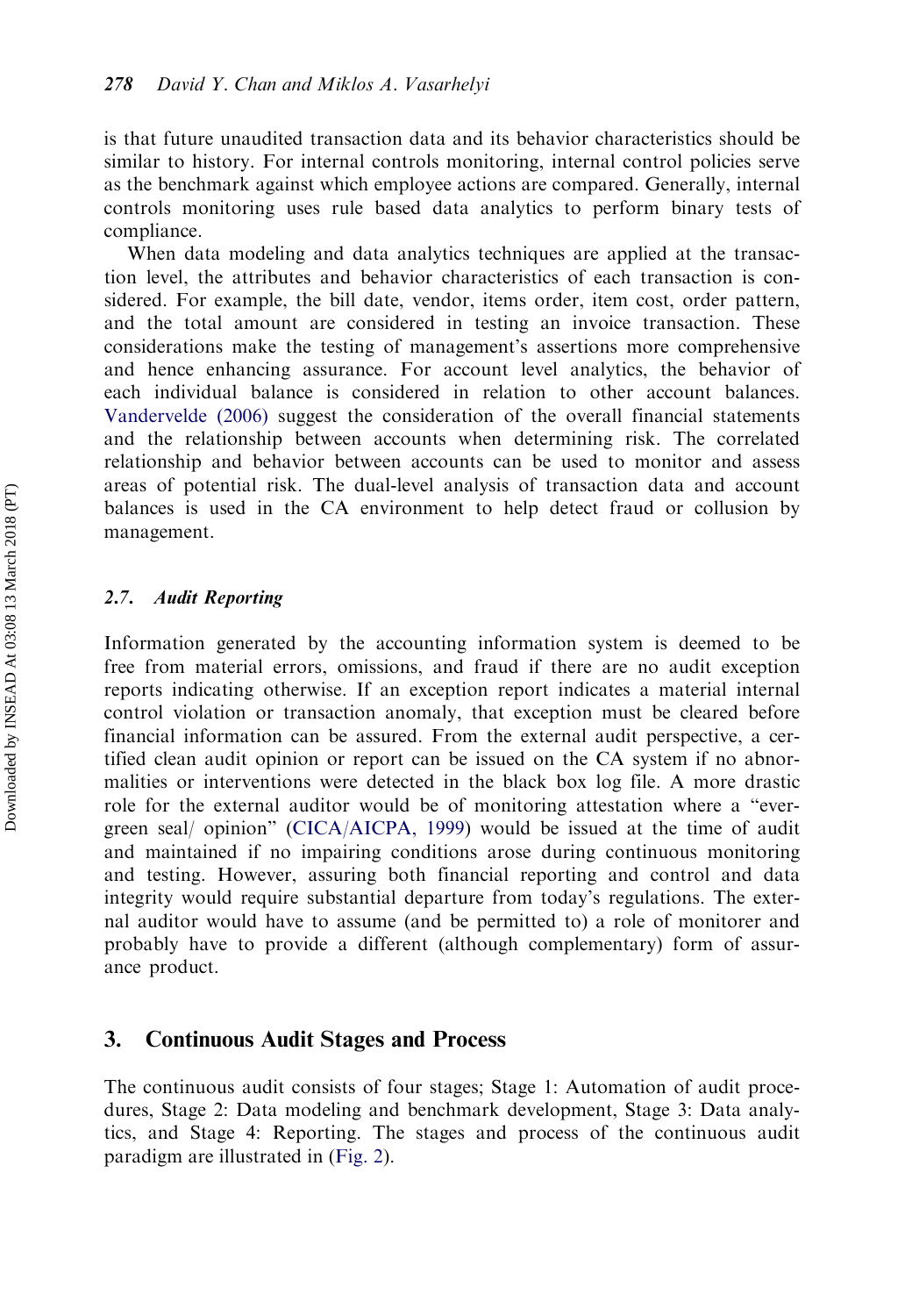is that future unaudited transaction data and its behavior characteristics should be similar to history. For internal controls monitoring, internal control policies serve as the benchmark against which employee actions are compared. Generally, internal controls monitoring uses rule based data analytics to perform binary tests of compliance.

When data modeling and data analytics techniques are applied at the transaction level, the attributes and behavior characteristics of each transaction is considered. For example, the bill date, vendor, items order, item cost, order pattern, and the total amount are considered in testing an invoice transaction. These considerations make the testing of management's assertions more comprehensive and hence enhancing assurance. For account level analytics, the behavior of each individual balance is considered in relation to other account balances. Vandervelde (2006) suggest the consideration of the overall financial statements and the relationship between accounts when determining risk. The correlated relationship and behavior between accounts can be used to monitor and assess areas of potential risk. The dual-level analysis of transaction data and account balances is used in the CA environment to help detect fraud or collusion by management.

### 2.7. *Audit Reporting*

Information generated by the accounting information system is deemed to be free from material errors, omissions, and fraud if there are no audit exception reports indicating otherwise. If an exception report indicates a material internal control violation or transaction anomaly, that exception must be cleared before financial information can be assured. From the external audit perspective, a certified clean audit opinion or report can be issued on the CA system if no abnormalities or interventions were detected in the black box log file. A more drastic role for the external auditor would be of monitoring attestation where a "evergreen seal/ opinion" (CICA/AICPA, 1999) would be issued at the time of audit and maintained if no impairing conditions arose during continuous monitoring and testing. However, assuring both financial reporting and control and data integrity would require substantial departure from today's regulations. The external auditor would have to assume (and be permitted to) a role of monitorer and probably have to provide a different (although complementary) form of assurance product.

## 3. Continuous Audit Stages and Process

The continuous audit consists of four stages; Stage 1: Automation of audit procedures, Stage 2: Data modeling and benchmark development, Stage 3: Data analytics, and Stage 4: Reporting. The stages and process of the continuous audit paradigm are illustrated in (Fig. 2).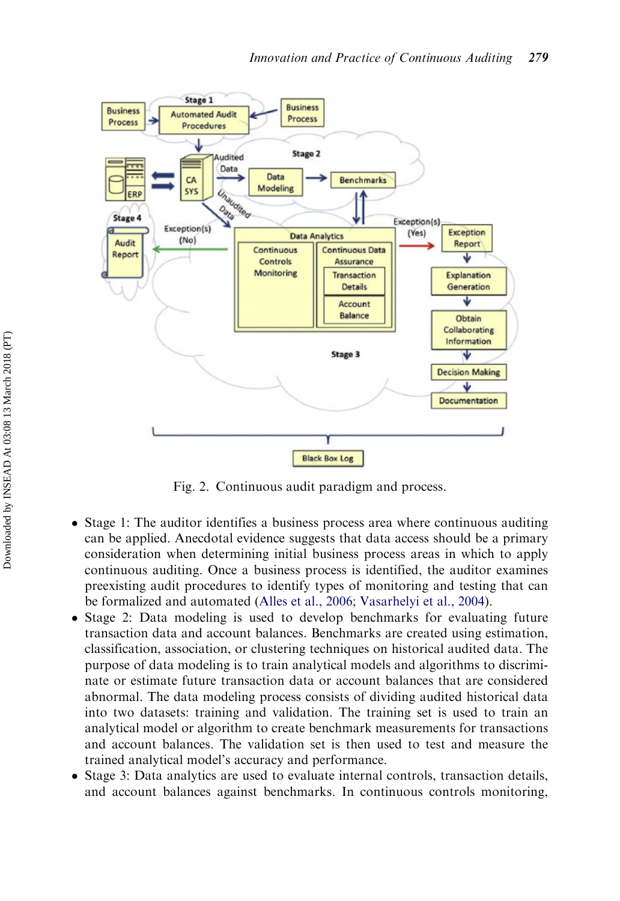Fig. 2. Continuous audit paradigm and process.

- Stage 1: The auditor identifies a business process area where continuous auditing can be applied. Anecdotal evidence suggests that data access should be a primary consideration when determining initial business process areas in which to apply continuous auditing. Once a business process is identified, the auditor examines preexisting audit procedures to identify types of monitoring and testing that can be formalized and automated (Alles et al., 2006; Vasarhelyi et al., 2004).
- Stage 2: Data modeling is used to develop benchmarks for evaluating future transaction data and account balances. Benchmarks are created using estimation, classification, association, or clustering techniques on historical audited data. The purpose of data modeling is to train analytical models and algorithms to discriminate or estimate future transaction data or account balances that are considered abnormal. The data modeling process consists of dividing audited historical data into two datasets: training and validation. The training set is used to train an analytical model or algorithm to create benchmark measurements for transactions and account balances. The validation set is then used to test and measure the trained analytical model's accuracy and performance.
- Stage 3: Data analytics are used to evaluate internal controls, transaction details, and account balances against benchmarks. In continuous controls monitoring,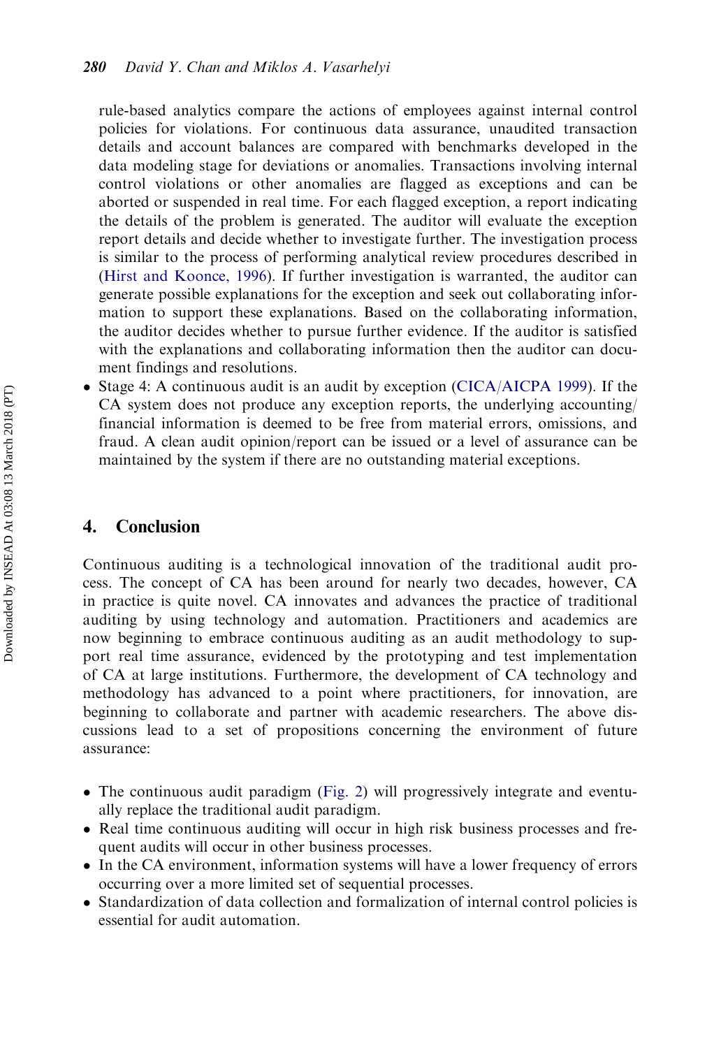rule-based analytics compare the actions of employees against internal control policies for violations. For continuous data assurance, unaudited transaction details and account balances are compared with benchmarks developed in the data modeling stage for deviations or anomalies. Transactions involving internal control violations or other anomalies are flagged as exceptions and can be aborted or suspended in real time. For each flagged exception, a report indicating the details of the problem is generated. The auditor will evaluate the exception report details and decide whether to investigate further. The investigation process is similar to the process of performing analytical review procedures described in (Hirst and Koonce, 1996). If further investigation is warranted, the auditor can generate possible explanations for the exception and seek out collaborating information to support these explanations. Based on the collaborating information, the auditor decides whether to pursue further evidence. If the auditor is satisfied with the explanations and collaborating information then the auditor can document findings and resolutions.

- Stage 4: A continuous audit is an audit by exception (CICA/AICPA 1999). If the CA system does not produce any exception reports, the underlying accounting/financial information is deemed to be free from material errors, omissions, and fraud. A clean audit opinion/report can be issued or a level of assurance can be maintained by the system if there are no outstanding material exceptions.

## 4. Conclusion

Continuous auditing is a technological innovation of the traditional audit process. The concept of CA has been around for nearly two decades, however, CA in practice is quite novel. CA innovates and advances the practice of traditional auditing by using technology and automation. Practitioners and academics are now beginning to embrace continuous auditing as an audit methodology to support real time assurance, evidenced by the prototyping and test implementation of CA at large institutions. Furthermore, the development of CA technology and methodology has advanced to a point where practitioners, for innovation, are beginning to collaborate and partner with academic researchers. The above discussions lead to a set of propositions concerning the environment of future assurance:

- The continuous audit paradigm (Fig. 2) will progressively integrate and eventually replace the traditional audit paradigm.
- Real time continuous auditing will occur in high risk business processes and frequent audits will occur in other business processes.
- In the CA environment, information systems will have a lower frequency of errors occurring over a more limited set of sequential processes.
- Standardization of data collection and formalization of internal control policies is essential for audit automation.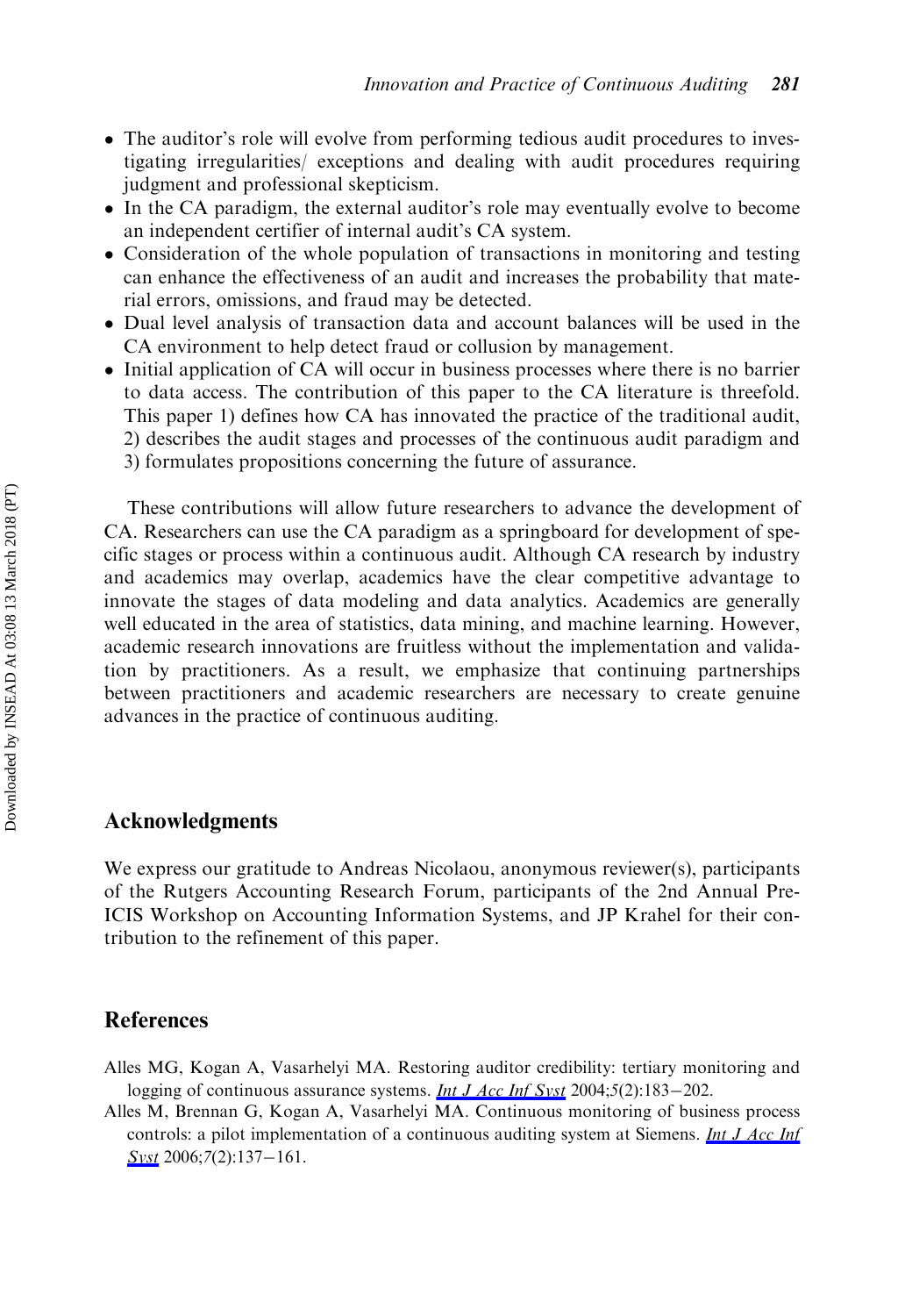- The auditor's role will evolve from performing tedious audit procedures to investigating irregularities/ exceptions and dealing with audit procedures requiring judgment and professional skepticism.
- In the CA paradigm, the external auditor's role may eventually evolve to become an independent certifier of internal audit's CA system.
- Consideration of the whole population of transactions in monitoring and testing can enhance the effectiveness of an audit and increases the probability that material errors, omissions, and fraud may be detected.
- Dual level analysis of transaction data and account balances will be used in the CA environment to help detect fraud or collusion by management.
- Initial application of CA will occur in business processes where there is no barrier to data access. The contribution of this paper to the CA literature is threefold. This paper 1) defines how CA has innovated the practice of the traditional audit, 2) describes the audit stages and processes of the continuous audit paradigm and 3) formulates propositions concerning the future of assurance.

These contributions will allow future researchers to advance the development of CA. Researchers can use the CA paradigm as a springboard for development of specific stages or process within a continuous audit. Although CA research by industry and academics may overlap, academics have the clear competitive advantage to innovate the stages of data modeling and data analytics. Academics are generally well educated in the area of statistics, data mining, and machine learning. However, academic research innovations are fruitless without the implementation and validation by practitioners. As a result, we emphasize that continuing partnerships between practitioners and academic researchers are necessary to create genuine advances in the practice of continuous auditing.

## Acknowledgments

We express our gratitude to Andreas Nicolaou, anonymous reviewer(s), participants of the Rutgers Accounting Research Forum, participants of the 2nd Annual Pre-ICIS Workshop on Accounting Information Systems, and JP Krahel for their contribution to the refinement of this paper.

## References

Alles MG, Kogan A, Vasarhelyi MA. Restoring auditor credibility: tertiary monitoring and logging of continuous assurance systems. *Int J Acc Inf Syst* 2004;*5*(2):183–202.

Alles M, Brennan G, Kogan A, Vasarhelyi MA. Continuous monitoring of business process controls: a pilot implementation of a continuous auditing system at Siemens. *Int J Acc Inf Syst* 2006;*7*(2):137–161.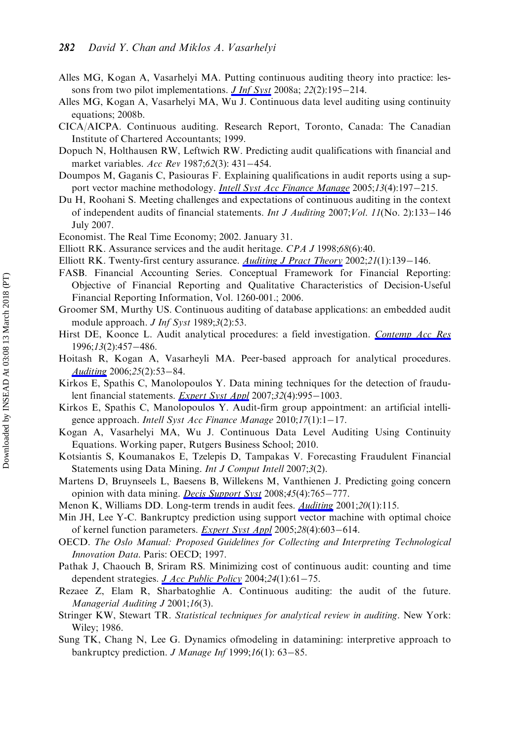Alles MG, Kogan A, Vasarhelyi MA. Putting continuous auditing theory into practice: lessons from two pilot implementations. *J Inf Syst* 2008a; *22*(2):195−214.

Alles MG, Kogan A, Vasarhelyi MA, Wu J. Continuous data level auditing using continuity equations; 2008b.

CICA/AICPA. Continuous auditing. Research Report, Toronto, Canada: The Canadian Institute of Chartered Accountants; 1999.

Dopuch N, Holthausen RW, Leftwich RW. Predicting audit qualifications with financial and market variables. *Acc Rev* 1987;*62*(3): 431−454.

Doumpos M, Gaganis C, Pasiouras F. Explaining qualifications in audit reports using a support vector machine methodology. *Intell Syst Acc Finance Manage* 2005;*13*(4):197−215.

Du H, Roohani S. Meeting challenges and expectations of continuous auditing in the context of independent audits of financial statements. *Int J Auditing* 2007;*Vol. 11*(No. 2):133−146 July 2007.

Economist. The Real Time Economy; 2002. January 31.

Elliott RK. Assurance services and the audit heritage. *CPA J* 1998;*68*(6):40.

Elliott RK. Twenty-first century assurance. *Auditing J Pract Theory* 2002;*21*(1):139−146.

FASB. Financial Accounting Series. Conceptual Framework for Financial Reporting: Objective of Financial Reporting and Qualitative Characteristics of Decision-Useful Financial Reporting Information, Vol. 1260-001.; 2006.

Groomer SM, Murthy US. Continuous auditing of database applications: an embedded audit module approach. *J Inf Syst* 1989;*3*(2):53.

Hirst DE, Koonce L. Audit analytical procedures: a field investigation. *Contemp Acc Res* 1996;*13*(2):457−486.

Hoitash R, Kogan A, Vasarheyli MA. Peer-based approach for analytical procedures. *Auditing* 2006;*25*(2):53−84.

Kirkos E, Spathis C, Manolopoulos Y. Data mining techniques for the detection of fraudulent financial statements. *Expert Syst Appl* 2007;*32*(4):995−1003.

Kirkos E, Spathis C, Manolopoulos Y. Audit-firm group appointment: an artificial intelligence approach. *Intell Syst Acc Finance Manage* 2010;*17*(1):1−17.

Kogan A, Vasarhelyi MA, Wu J. Continuous Data Level Auditing Using Continuity Equations. Working paper, Rutgers Business School; 2010.

Kotsiantis S, Koumanakos E, Tzelepis D, Tampakas V. Forecasting Fraudulent Financial Statements using Data Mining. *Int J Comput Intell* 2007;*3*(2).

Martens D, Bruynseels L, Baesens B, Willekens M, Vanthienen J. Predicting going concern opinion with data mining. *Decis Support Syst* 2008;*45*(4):765−777.

Menon K, Williams DD. Long-term trends in audit fees. *Auditing* 2001;*20*(1):115.

Min JH, Lee Y-C. Bankruptcy prediction using support vector machine with optimal choice of kernel function parameters. *Expert Syst Appl* 2005;*28*(4):603−614.

OECD. *The Oslo Manual: Proposed Guidelines for Collecting and Interpreting Technological Innovation Data*. Paris: OECD; 1997.

Pathak J, Chaouch B, Sriram RS. Minimizing cost of continuous audit: counting and time dependent strategies. *J Acc Public Policy* 2004;*24*(1):61−75.

Rezaee Z, Elam R, Sharbatoghlie A. Continuous auditing: the audit of the future. *Managerial Auditing J* 2001;*16*(3).

Stringer KW, Stewart TR. *Statistical techniques for analytical review in auditing*. New York: Wiley; 1986.

Sung TK, Chang N, Lee G. Dynamics ofmodeling in datamining: interpretive approach to bankruptcy prediction. *J Manage Inf* 1999;*16*(1): 63−85.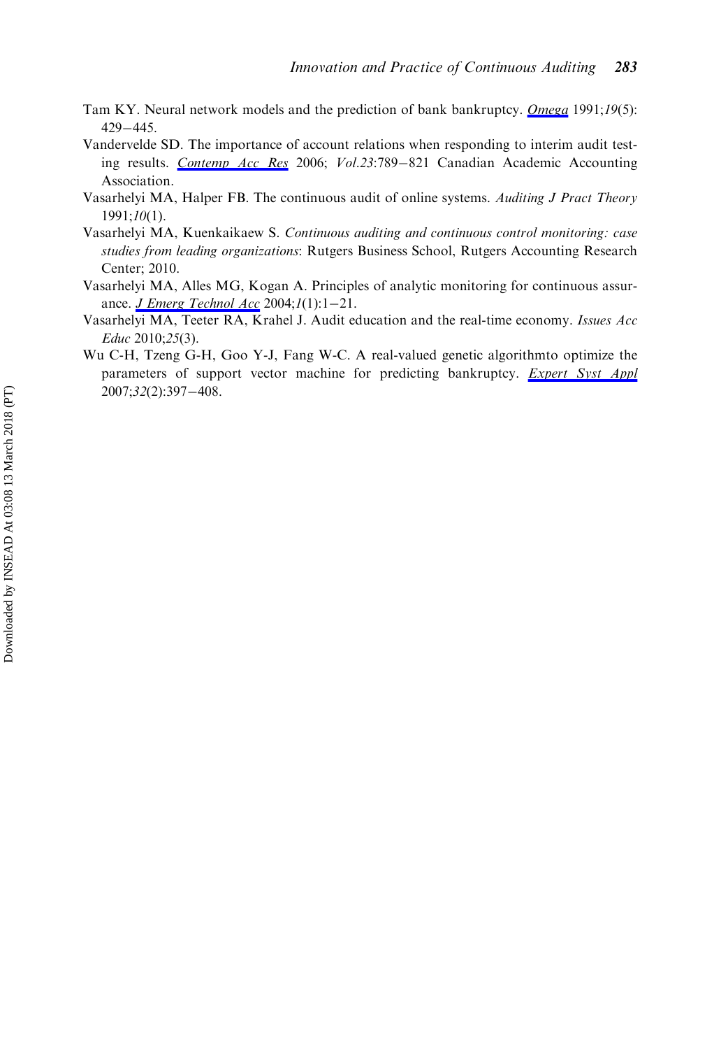Tam KY. Neural network models and the prediction of bank bankruptcy. *Omega* 1991;*19*(5): 429−445.

Vandervelde SD. The importance of account relations when responding to interim audit testing results. *Contemp Acc Res* 2006; *Vol.23*:789−821 Canadian Academic Accounting Association.

Vasarhelyi MA, Halper FB. The continuous audit of online systems. *Auditing J Pract Theory* 1991;*10*(1).

Vasarhelyi MA, Kuenkaikaew S. *Continuous auditing and continuous control monitoring: case studies from leading organizations*: Rutgers Business School, Rutgers Accounting Research Center; 2010.

Vasarhelyi MA, Alles MG, Kogan A. Principles of analytic monitoring for continuous assurance. *J Emerg Technol Acc* 2004;*1*(1):1−21.

Vasarhelyi MA, Teeter RA, Krahel J. Audit education and the real-time economy. *Issues Acc Educ* 2010;*25*(3).

Wu C-H, Tzeng G-H, Goo Y-J, Fang W-C. A real-valued genetic algorithmto optimize the parameters of support vector machine for predicting bankruptcy. *Expert Syst Appl* 2007;*32*(2):397−408.